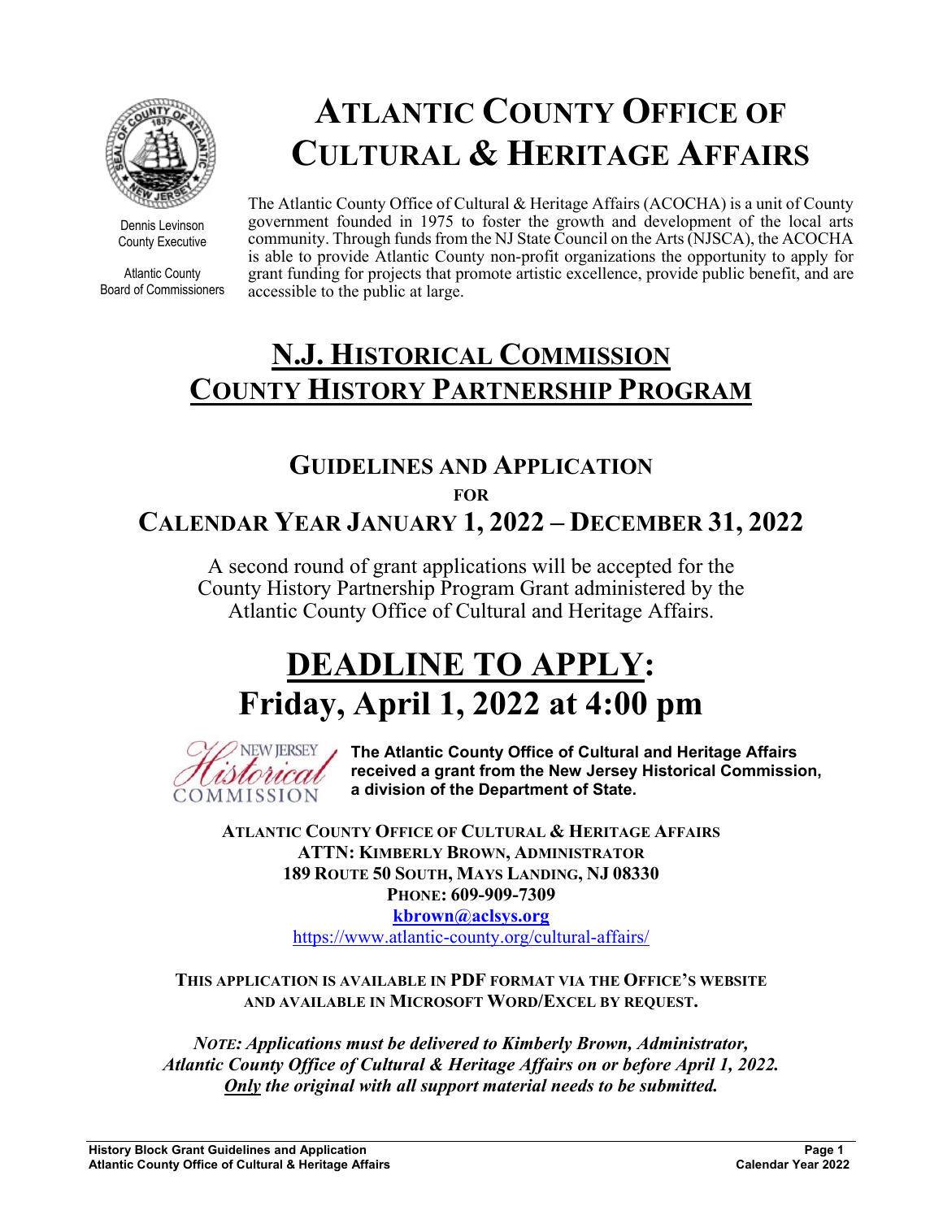Dennis Levinson
County Executive

Atlantic County
Board of Commissioners

# ATLANTIC COUNTY OFFICE OF CULTURAL & HERITAGE AFFAIRS

The Atlantic County Office of Cultural & Heritage Affairs (ACOCHA) is a unit of County government founded in 1975 to foster the growth and development of the local arts community. Through funds from the NJ State Council on the Arts (NJSCA), the ACOCHA is able to provide Atlantic County non-profit organizations the opportunity to apply for grant funding for projects that promote artistic excellence, provide public benefit, and are accessible to the public at large.

## N.J. HISTORICAL COMMISSION COUNTY HISTORY PARTNERSHIP PROGRAM

### GUIDELINES AND APPLICATION

**FOR**

### CALENDAR YEAR JANUARY 1, 2022 – DECEMBER 31, 2022

A second round of grant applications will be accepted for the County History Partnership Program Grant administered by the Atlantic County Office of Cultural and Heritage Affairs.

# DEADLINE TO APPLY:
# Friday, April 1, 2022 at 4:00 pm

**The Atlantic County Office of Cultural and Heritage Affairs received a grant from the New Jersey Historical Commission, a division of the Department of State.**

**ATLANTIC COUNTY OFFICE OF CULTURAL & HERITAGE AFFAIRS**
**ATTN: KIMBERLY BROWN, ADMINISTRATOR**
**189 ROUTE 50 SOUTH, MAYS LANDING, NJ 08330**
**PHONE: 609-909-7309**
**kbrown@aclsys.org**
https://www.atlantic-county.org/cultural-affairs/

**THIS APPLICATION IS AVAILABLE IN PDF FORMAT VIA THE OFFICE'S WEBSITE AND AVAILABLE IN MICROSOFT WORD/EXCEL BY REQUEST.**

***NOTE: Applications must be delivered to Kimberly Brown, Administrator, Atlantic County Office of Cultural & Heritage Affairs on or before April 1, 2022. Only the original with all support material needs to be submitted.***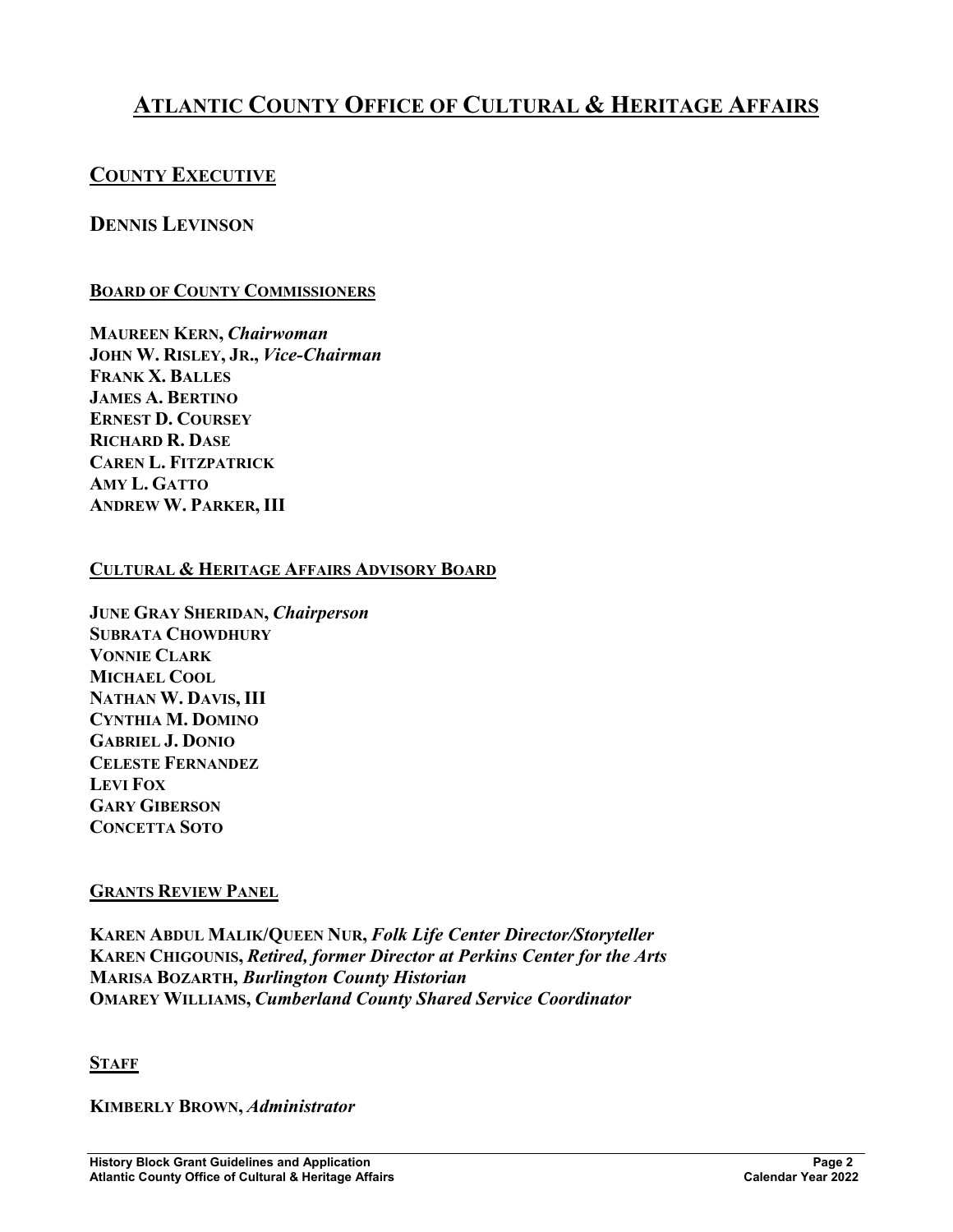# ATLANTIC COUNTY OFFICE OF CULTURAL & HERITAGE AFFAIRS

## COUNTY EXECUTIVE

## DENNIS LEVINSON

### BOARD OF COUNTY COMMISSIONERS

**MAUREEN KERN,** ***Chairwoman***
**JOHN W. RISLEY, JR.,** ***Vice-Chairman***
**FRANK X. BALLES**
**JAMES A. BERTINO**
**ERNEST D. COURSEY**
**RICHARD R. DASE**
**CAREN L. FITZPATRICK**
**AMY L. GATTO**
**ANDREW W. PARKER, III**

### CULTURAL & HERITAGE AFFAIRS ADVISORY BOARD

**JUNE GRAY SHERIDAN,** ***Chairperson***
**SUBRATA CHOWDHURY**
**VONNIE CLARK**
**MICHAEL COOL**
**NATHAN W. DAVIS, III**
**CYNTHIA M. DOMINO**
**GABRIEL J. DONIO**
**CELESTE FERNANDEZ**
**LEVI FOX**
**GARY GIBERSON**
**CONCETTA SOTO**

### GRANTS REVIEW PANEL

**KAREN ABDUL MALIK/QUEEN NUR,** ***Folk Life Center Director/Storyteller***
**KAREN CHIGOUNIS,** ***Retired, former Director at Perkins Center for the Arts***
**MARISA BOZARTH,** ***Burlington County Historian***
**OMAREY WILLIAMS,** ***Cumberland County Shared Service Coordinator***

### STAFF

**KIMBERLY BROWN,** ***Administrator***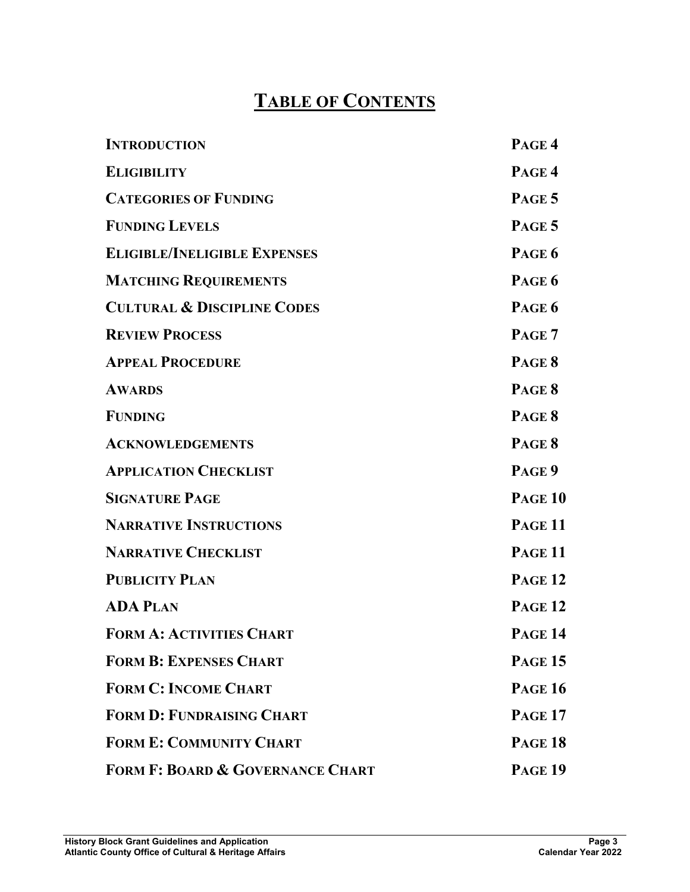# TABLE OF CONTENTS

| | |
|---|---|
| **INTRODUCTION** | **PAGE 4** |
| **ELIGIBILITY** | **PAGE 4** |
| **CATEGORIES OF FUNDING** | **PAGE 5** |
| **FUNDING LEVELS** | **PAGE 5** |
| **ELIGIBLE/INELIGIBLE EXPENSES** | **PAGE 6** |
| **MATCHING REQUIREMENTS** | **PAGE 6** |
| **CULTURAL & DISCIPLINE CODES** | **PAGE 6** |
| **REVIEW PROCESS** | **PAGE 7** |
| **APPEAL PROCEDURE** | **PAGE 8** |
| **AWARDS** | **PAGE 8** |
| **FUNDING** | **PAGE 8** |
| **ACKNOWLEDGEMENTS** | **PAGE 8** |
| **APPLICATION CHECKLIST** | **PAGE 9** |
| **SIGNATURE PAGE** | **PAGE 10** |
| **NARRATIVE INSTRUCTIONS** | **PAGE 11** |
| **NARRATIVE CHECKLIST** | **PAGE 11** |
| **PUBLICITY PLAN** | **PAGE 12** |
| **ADA PLAN** | **PAGE 12** |
| **FORM A: ACTIVITIES CHART** | **PAGE 14** |
| **FORM B: EXPENSES CHART** | **PAGE 15** |
| **FORM C: INCOME CHART** | **PAGE 16** |
| **FORM D: FUNDRAISING CHART** | **PAGE 17** |
| **FORM E: COMMUNITY CHART** | **PAGE 18** |
| **FORM F: BOARD & GOVERNANCE CHART** | **PAGE 19** |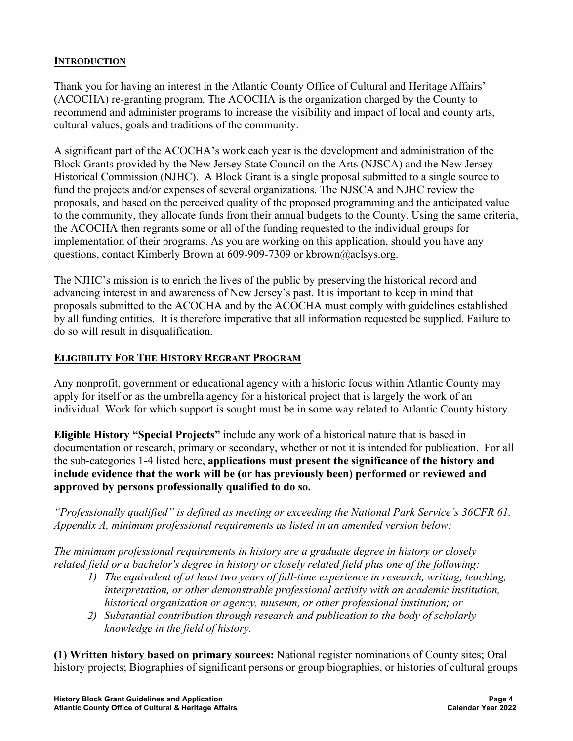## INTRODUCTION

Thank you for having an interest in the Atlantic County Office of Cultural and Heritage Affairs' (ACOCHA) re-granting program. The ACOCHA is the organization charged by the County to recommend and administer programs to increase the visibility and impact of local and county arts, cultural values, goals and traditions of the community.

A significant part of the ACOCHA's work each year is the development and administration of the Block Grants provided by the New Jersey State Council on the Arts (NJSCA) and the New Jersey Historical Commission (NJHC). A Block Grant is a single proposal submitted to a single source to fund the projects and/or expenses of several organizations. The NJSCA and NJHC review the proposals, and based on the perceived quality of the proposed programming and the anticipated value to the community, they allocate funds from their annual budgets to the County. Using the same criteria, the ACOCHA then regrants some or all of the funding requested to the individual groups for implementation of their programs. As you are working on this application, should you have any questions, contact Kimberly Brown at 609-909-7309 or kbrown@aclsys.org.

The NJHC's mission is to enrich the lives of the public by preserving the historical record and advancing interest in and awareness of New Jersey's past. It is important to keep in mind that proposals submitted to the ACOCHA and by the ACOCHA must comply with guidelines established by all funding entities. It is therefore imperative that all information requested be supplied. Failure to do so will result in disqualification.

## ELIGIBILITY FOR THE HISTORY REGRANT PROGRAM

Any nonprofit, government or educational agency with a historic focus within Atlantic County may apply for itself or as the umbrella agency for a historical project that is largely the work of an individual. Work for which support is sought must be in some way related to Atlantic County history.

**Eligible History "Special Projects"** include any work of a historical nature that is based in documentation or research, primary or secondary, whether or not it is intended for publication. For all the sub-categories 1-4 listed here, **applications must present the significance of the history and include evidence that the work will be (or has previously been) performed or reviewed and approved by persons professionally qualified to do so.**

*"Professionally qualified" is defined as meeting or exceeding the National Park Service's 36CFR 61, Appendix A, minimum professional requirements as listed in an amended version below:*

*The minimum professional requirements in history are a graduate degree in history or closely related field or a bachelor's degree in history or closely related field plus one of the following:*

1) *The equivalent of at least two years of full-time experience in research, writing, teaching, interpretation, or other demonstrable professional activity with an academic institution, historical organization or agency, museum, or other professional institution; or*
2) *Substantial contribution through research and publication to the body of scholarly knowledge in the field of history.*

**(1) Written history based on primary sources:** National register nominations of County sites; Oral history projects; Biographies of significant persons or group biographies, or histories of cultural groups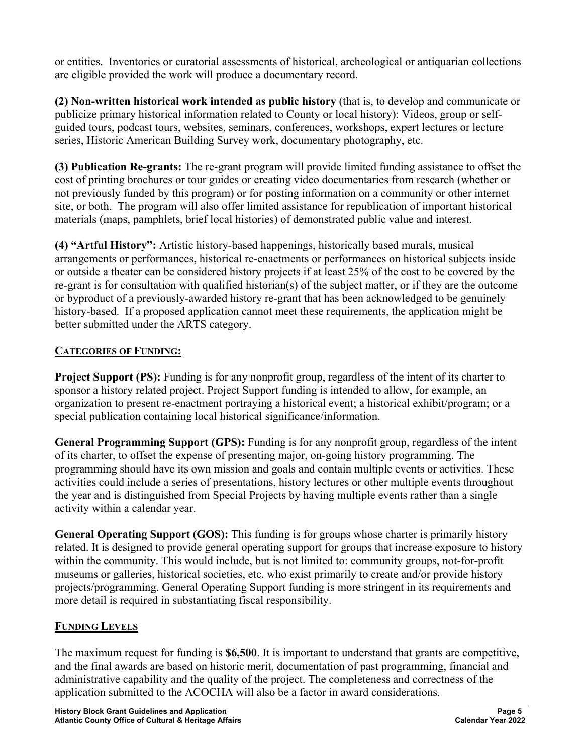or entities. Inventories or curatorial assessments of historical, archeological or antiquarian collections are eligible provided the work will produce a documentary record.

**(2) Non-written historical work intended as public history** (that is, to develop and communicate or publicize primary historical information related to County or local history): Videos, group or self-guided tours, podcast tours, websites, seminars, conferences, workshops, expert lectures or lecture series, Historic American Building Survey work, documentary photography, etc.

**(3) Publication Re-grants:** The re-grant program will provide limited funding assistance to offset the cost of printing brochures or tour guides or creating video documentaries from research (whether or not previously funded by this program) or for posting information on a community or other internet site, or both. The program will also offer limited assistance for republication of important historical materials (maps, pamphlets, brief local histories) of demonstrated public value and interest.

**(4) "Artful History":** Artistic history-based happenings, historically based murals, musical arrangements or performances, historical re-enactments or performances on historical subjects inside or outside a theater can be considered history projects if at least 25% of the cost to be covered by the re-grant is for consultation with qualified historian(s) of the subject matter, or if they are the outcome or byproduct of a previously-awarded history re-grant that has been acknowledged to be genuinely history-based. If a proposed application cannot meet these requirements, the application might be better submitted under the ARTS category.

## CATEGORIES OF FUNDING:

**Project Support (PS):** Funding is for any nonprofit group, regardless of the intent of its charter to sponsor a history related project. Project Support funding is intended to allow, for example, an organization to present re-enactment portraying a historical event; a historical exhibit/program; or a special publication containing local historical significance/information.

**General Programming Support (GPS):** Funding is for any nonprofit group, regardless of the intent of its charter, to offset the expense of presenting major, on-going history programming. The programming should have its own mission and goals and contain multiple events or activities. These activities could include a series of presentations, history lectures or other multiple events throughout the year and is distinguished from Special Projects by having multiple events rather than a single activity within a calendar year.

**General Operating Support (GOS):** This funding is for groups whose charter is primarily history related. It is designed to provide general operating support for groups that increase exposure to history within the community. This would include, but is not limited to: community groups, not-for-profit museums or galleries, historical societies, etc. who exist primarily to create and/or provide history projects/programming. General Operating Support funding is more stringent in its requirements and more detail is required in substantiating fiscal responsibility.

## FUNDING LEVELS

The maximum request for funding is **$6,500**. It is important to understand that grants are competitive, and the final awards are based on historic merit, documentation of past programming, financial and administrative capability and the quality of the project. The completeness and correctness of the application submitted to the ACOCHA will also be a factor in award considerations.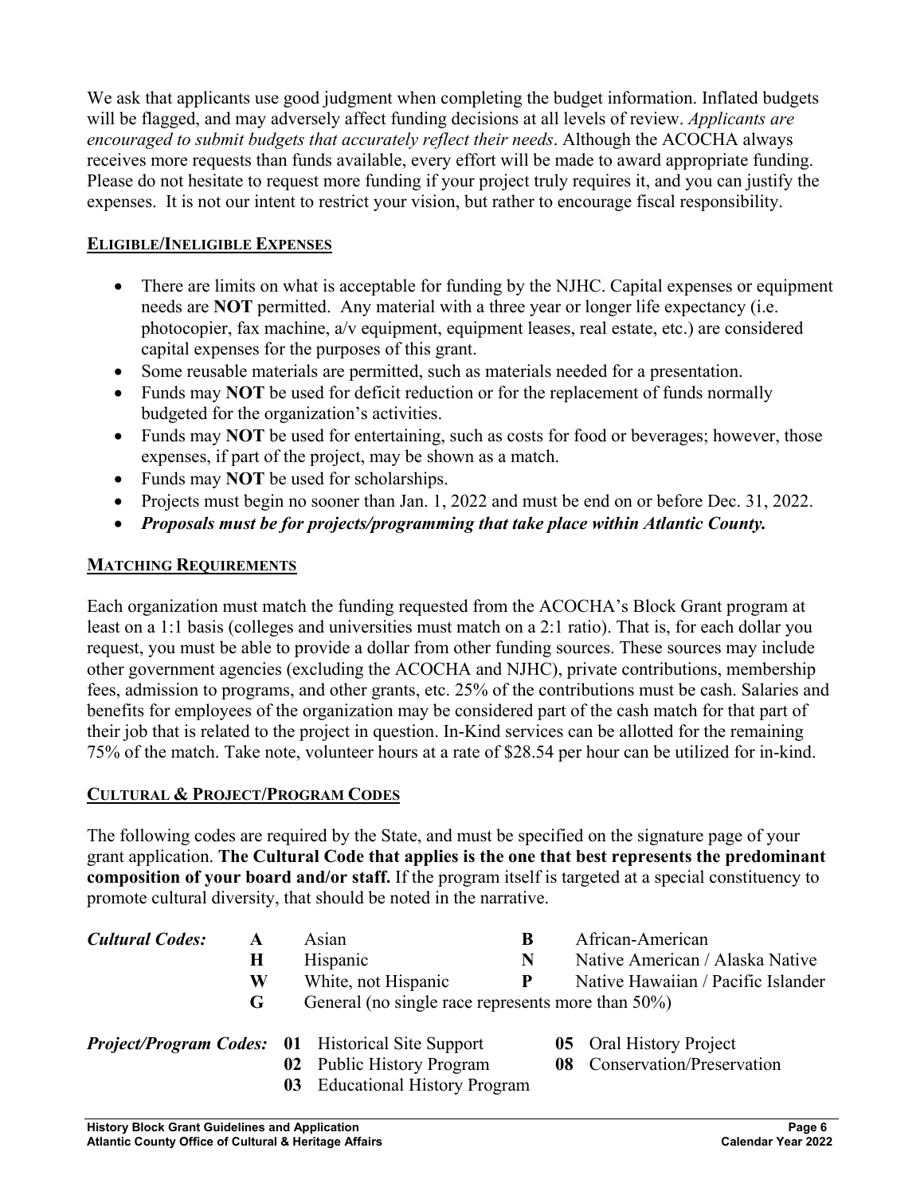We ask that applicants use good judgment when completing the budget information. Inflated budgets will be flagged, and may adversely affect funding decisions at all levels of review. *Applicants are encouraged to submit budgets that accurately reflect their needs*. Although the ACOCHA always receives more requests than funds available, every effort will be made to award appropriate funding. Please do not hesitate to request more funding if your project truly requires it, and you can justify the expenses. It is not our intent to restrict your vision, but rather to encourage fiscal responsibility.

## ELIGIBLE/INELIGIBLE EXPENSES

- There are limits on what is acceptable for funding by the NJHC. Capital expenses or equipment needs are **NOT** permitted. Any material with a three year or longer life expectancy (i.e. photocopier, fax machine, a/v equipment, equipment leases, real estate, etc.) are considered capital expenses for the purposes of this grant.
- Some reusable materials are permitted, such as materials needed for a presentation.
- Funds may **NOT** be used for deficit reduction or for the replacement of funds normally budgeted for the organization's activities.
- Funds may **NOT** be used for entertaining, such as costs for food or beverages; however, those expenses, if part of the project, may be shown as a match.
- Funds may **NOT** be used for scholarships.
- Projects must begin no sooner than Jan. 1, 2022 and must be end on or before Dec. 31, 2022.
- ***Proposals must be for projects/programming that take place within Atlantic County.***

## MATCHING REQUIREMENTS

Each organization must match the funding requested from the ACOCHA's Block Grant program at least on a 1:1 basis (colleges and universities must match on a 2:1 ratio). That is, for each dollar you request, you must be able to provide a dollar from other funding sources. These sources may include other government agencies (excluding the ACOCHA and NJHC), private contributions, membership fees, admission to programs, and other grants, etc. 25% of the contributions must be cash. Salaries and benefits for employees of the organization may be considered part of the cash match for that part of their job that is related to the project in question. In-Kind services can be allotted for the remaining 75% of the match. Take note, volunteer hours at a rate of $28.54 per hour can be utilized for in-kind.

## CULTURAL & PROJECT/PROGRAM CODES

The following codes are required by the State, and must be specified on the signature page of your grant application. **The Cultural Code that applies is the one that best represents the predominant composition of your board and/or staff.** If the program itself is targeted at a special constituency to promote cultural diversity, that should be noted in the narrative.

***Cultural Codes:***

- **A** Asian
- **B** African-American
- **H** Hispanic
- **N** Native American / Alaska Native
- **W** White, not Hispanic
- **P** Native Hawaiian / Pacific Islander
- **G** General (no single race represents more than 50%)

***Project/Program Codes:***

- **01** Historical Site Support
- **02** Public History Program
- **03** Educational History Program
- **05** Oral History Project
- **08** Conservation/Preservation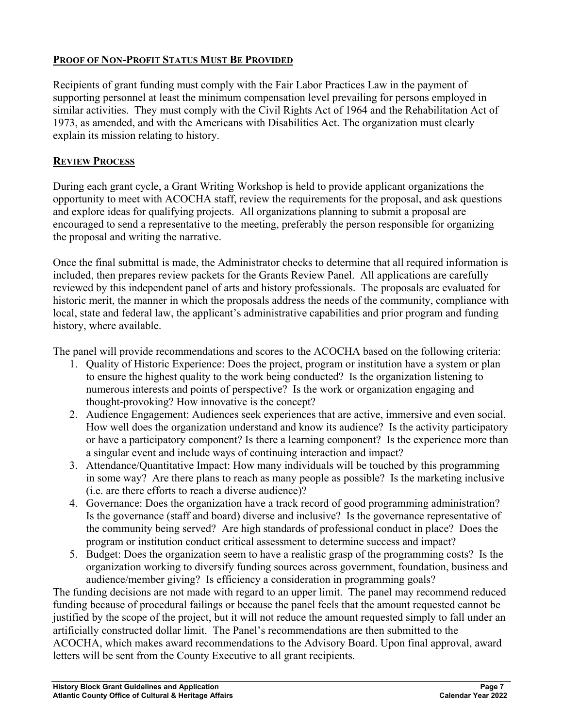**PROOF OF NON-PROFIT STATUS MUST BE PROVIDED**

Recipients of grant funding must comply with the Fair Labor Practices Law in the payment of supporting personnel at least the minimum compensation level prevailing for persons employed in similar activities. They must comply with the Civil Rights Act of 1964 and the Rehabilitation Act of 1973, as amended, and with the Americans with Disabilities Act. The organization must clearly explain its mission relating to history.

**REVIEW PROCESS**

During each grant cycle, a Grant Writing Workshop is held to provide applicant organizations the opportunity to meet with ACOCHA staff, review the requirements for the proposal, and ask questions and explore ideas for qualifying projects. All organizations planning to submit a proposal are encouraged to send a representative to the meeting, preferably the person responsible for organizing the proposal and writing the narrative.

Once the final submittal is made, the Administrator checks to determine that all required information is included, then prepares review packets for the Grants Review Panel. All applications are carefully reviewed by this independent panel of arts and history professionals. The proposals are evaluated for historic merit, the manner in which the proposals address the needs of the community, compliance with local, state and federal law, the applicant's administrative capabilities and prior program and funding history, where available.

The panel will provide recommendations and scores to the ACOCHA based on the following criteria:

1. Quality of Historic Experience: Does the project, program or institution have a system or plan to ensure the highest quality to the work being conducted? Is the organization listening to numerous interests and points of perspective? Is the work or organization engaging and thought-provoking? How innovative is the concept?
2. Audience Engagement: Audiences seek experiences that are active, immersive and even social. How well does the organization understand and know its audience? Is the activity participatory or have a participatory component? Is there a learning component? Is the experience more than a singular event and include ways of continuing interaction and impact?
3. Attendance/Quantitative Impact: How many individuals will be touched by this programming in some way? Are there plans to reach as many people as possible? Is the marketing inclusive (i.e. are there efforts to reach a diverse audience)?
4. Governance: Does the organization have a track record of good programming administration? Is the governance (staff and board) diverse and inclusive? Is the governance representative of the community being served? Are high standards of professional conduct in place? Does the program or institution conduct critical assessment to determine success and impact?
5. Budget: Does the organization seem to have a realistic grasp of the programming costs? Is the organization working to diversify funding sources across government, foundation, business and audience/member giving? Is efficiency a consideration in programming goals?

The funding decisions are not made with regard to an upper limit. The panel may recommend reduced funding because of procedural failings or because the panel feels that the amount requested cannot be justified by the scope of the project, but it will not reduce the amount requested simply to fall under an artificially constructed dollar limit. The Panel's recommendations are then submitted to the ACOCHA, which makes award recommendations to the Advisory Board. Upon final approval, award letters will be sent from the County Executive to all grant recipients.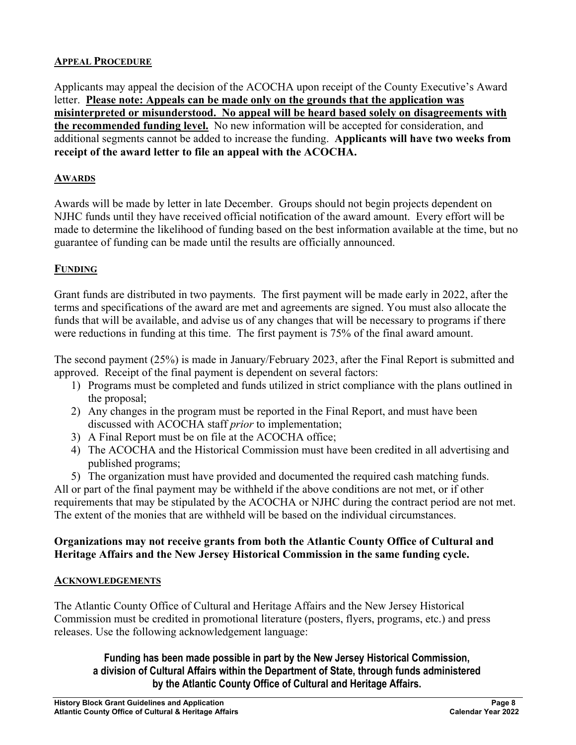## APPEAL PROCEDURE

Applicants may appeal the decision of the ACOCHA upon receipt of the County Executive's Award letter. **Please note: Appeals can be made only on the grounds that the application was misinterpreted or misunderstood. No appeal will be heard based solely on disagreements with the recommended funding level.** No new information will be accepted for consideration, and additional segments cannot be added to increase the funding. **Applicants will have two weeks from receipt of the award letter to file an appeal with the ACOCHA.**

## AWARDS

Awards will be made by letter in late December. Groups should not begin projects dependent on NJHC funds until they have received official notification of the award amount. Every effort will be made to determine the likelihood of funding based on the best information available at the time, but no guarantee of funding can be made until the results are officially announced.

## FUNDING

Grant funds are distributed in two payments. The first payment will be made early in 2022, after the terms and specifications of the award are met and agreements are signed. You must also allocate the funds that will be available, and advise us of any changes that will be necessary to programs if there were reductions in funding at this time. The first payment is 75% of the final award amount.

The second payment (25%) is made in January/February 2023, after the Final Report is submitted and approved. Receipt of the final payment is dependent on several factors:

1) Programs must be completed and funds utilized in strict compliance with the plans outlined in the proposal;
2) Any changes in the program must be reported in the Final Report, and must have been discussed with ACOCHA staff *prior* to implementation;
3) A Final Report must be on file at the ACOCHA office;
4) The ACOCHA and the Historical Commission must have been credited in all advertising and published programs;
5) The organization must have provided and documented the required cash matching funds.

All or part of the final payment may be withheld if the above conditions are not met, or if other requirements that may be stipulated by the ACOCHA or NJHC during the contract period are not met. The extent of the monies that are withheld will be based on the individual circumstances.

**Organizations may not receive grants from both the Atlantic County Office of Cultural and Heritage Affairs and the New Jersey Historical Commission in the same funding cycle.**

## ACKNOWLEDGEMENTS

The Atlantic County Office of Cultural and Heritage Affairs and the New Jersey Historical Commission must be credited in promotional literature (posters, flyers, programs, etc.) and press releases. Use the following acknowledgement language:

**Funding has been made possible in part by the New Jersey Historical Commission, a division of Cultural Affairs within the Department of State, through funds administered by the Atlantic County Office of Cultural and Heritage Affairs.**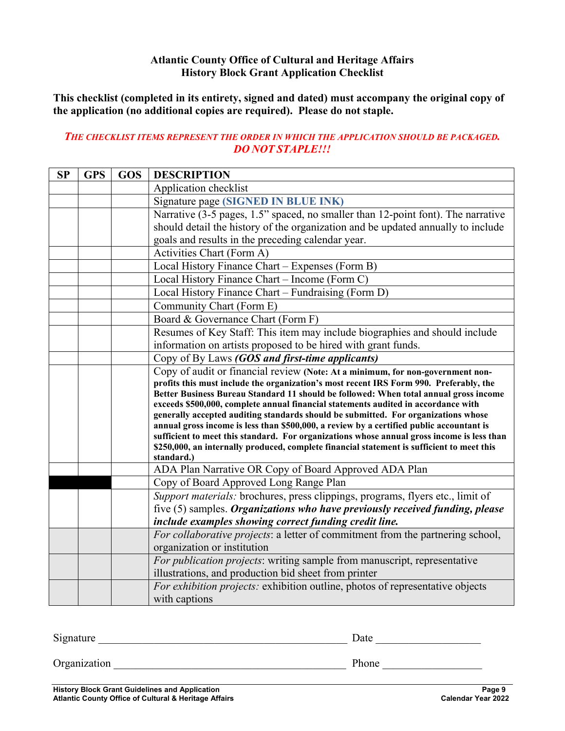**Atlantic County Office of Cultural and Heritage Affairs**
**History Block Grant Application Checklist**

**This checklist (completed in its entirety, signed and dated) must accompany the original copy of the application (no additional copies are required). Please do not staple.**

***THE CHECKLIST ITEMS REPRESENT THE ORDER IN WHICH THE APPLICATION SHOULD BE PACKAGED. DO NOT STAPLE!!!***

| SP | GPS | GOS | DESCRIPTION |
|---|---|---|---|
| | | | Application checklist |
| | | | Signature page **(SIGNED IN BLUE INK)** |
| | | | Narrative (3-5 pages, 1.5" spaced, no smaller than 12-point font). The narrative should detail the history of the organization and be updated annually to include goals and results in the preceding calendar year. |
| | | | Activities Chart (Form A) |
| | | | Local History Finance Chart – Expenses (Form B) |
| | | | Local History Finance Chart – Income (Form C) |
| | | | Local History Finance Chart – Fundraising (Form D) |
| | | | Community Chart (Form E) |
| | | | Board & Governance Chart (Form F) |
| | | | Resumes of Key Staff: This item may include biographies and should include information on artists proposed to be hired with grant funds. |
| | | | Copy of By Laws ***(GOS and first-time applicants)*** |
| | | | Copy of audit or financial review **(Note: At a minimum, for non-government non-profits this must include the organization's most recent IRS Form 990. Preferably, the Better Business Bureau Standard 11 should be followed: When total annual gross income exceeds $500,000, complete annual financial statements audited in accordance with generally accepted auditing standards should be submitted. For organizations whose annual gross income is less than $500,000, a review by a certified public accountant is sufficient to meet this standard. For organizations whose annual gross income is less than $250,000, an internally produced, complete financial statement is sufficient to meet this standard.)** |
| | | | ADA Plan Narrative OR Copy of Board Approved ADA Plan |
| ■ | ■ | | Copy of Board Approved Long Range Plan |
| | | | *Support materials:* brochures, press clippings, programs, flyers etc., limit of five (5) samples. ***Organizations who have previously received funding, please include examples showing correct funding credit line.*** |
| | | | *For collaborative projects*: a letter of commitment from the partnering school, organization or institution |
| | | | *For publication projects*: writing sample from manuscript, representative illustrations, and production bid sheet from printer |
| | | | *For exhibition projects:* exhibition outline, photos of representative objects with captions |

Signature _____________________________________________ Date ___________________

Organization __________________________________________ Phone __________________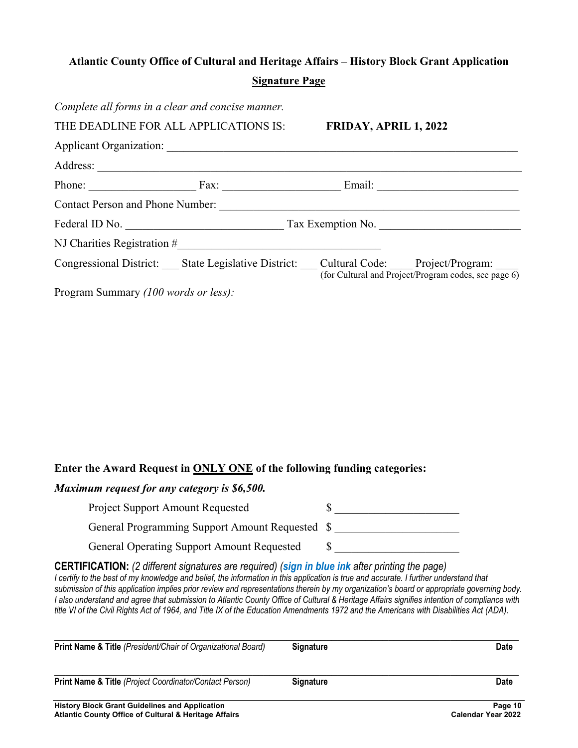**Atlantic County Office of Cultural and Heritage Affairs – History Block Grant Application**

**<u>Signature Page</u>**

*Complete all forms in a clear and concise manner.*

THE DEADLINE FOR ALL APPLICATIONS IS: **FRIDAY, APRIL 1, 2022**

Applicant Organization: ______________________________________________

Address: ______________________________________________

Phone: __________________ Fax: ____________________ Email: ______________________

Contact Person and Phone Number: ______________________________________________

Federal ID No. __________________________ Tax Exemption No. ______________________

NJ Charities Registration #________________________________

Congressional District: ___ State Legislative District: ___ Cultural Code: ____ Project/Program: ____
(for Cultural and Project/Program codes, see page 6)

Program Summary *(100 words or less):*

**Enter the Award Request in <u>ONLY ONE</u> of the following funding categories:**

***Maximum request for any category is $6,500.***

Project Support Amount Requested $ ____________________

General Programming Support Amount Requested $ ____________________

General Operating Support Amount Requested $ ____________________

**CERTIFICATION:** *(2 different signatures are required) (**sign in blue ink** after printing the page)*
*I certify to the best of my knowledge and belief, the information in this application is true and accurate. I further understand that submission of this application implies prior review and representations therein by my organization's board or appropriate governing body. I also understand and agree that submission to Atlantic County Office of Cultural & Heritage Affairs signifies intention of compliance with title VI of the Civil Rights Act of 1964, and Title IX of the Education Amendments 1972 and the Americans with Disabilities Act (ADA).*

______________________________________________

**Print Name & Title** *(President/Chair of Organizational Board)* **Signature** **Date**

______________________________________________

**Print Name & Title** *(Project Coordinator/Contact Person)* **Signature** **Date**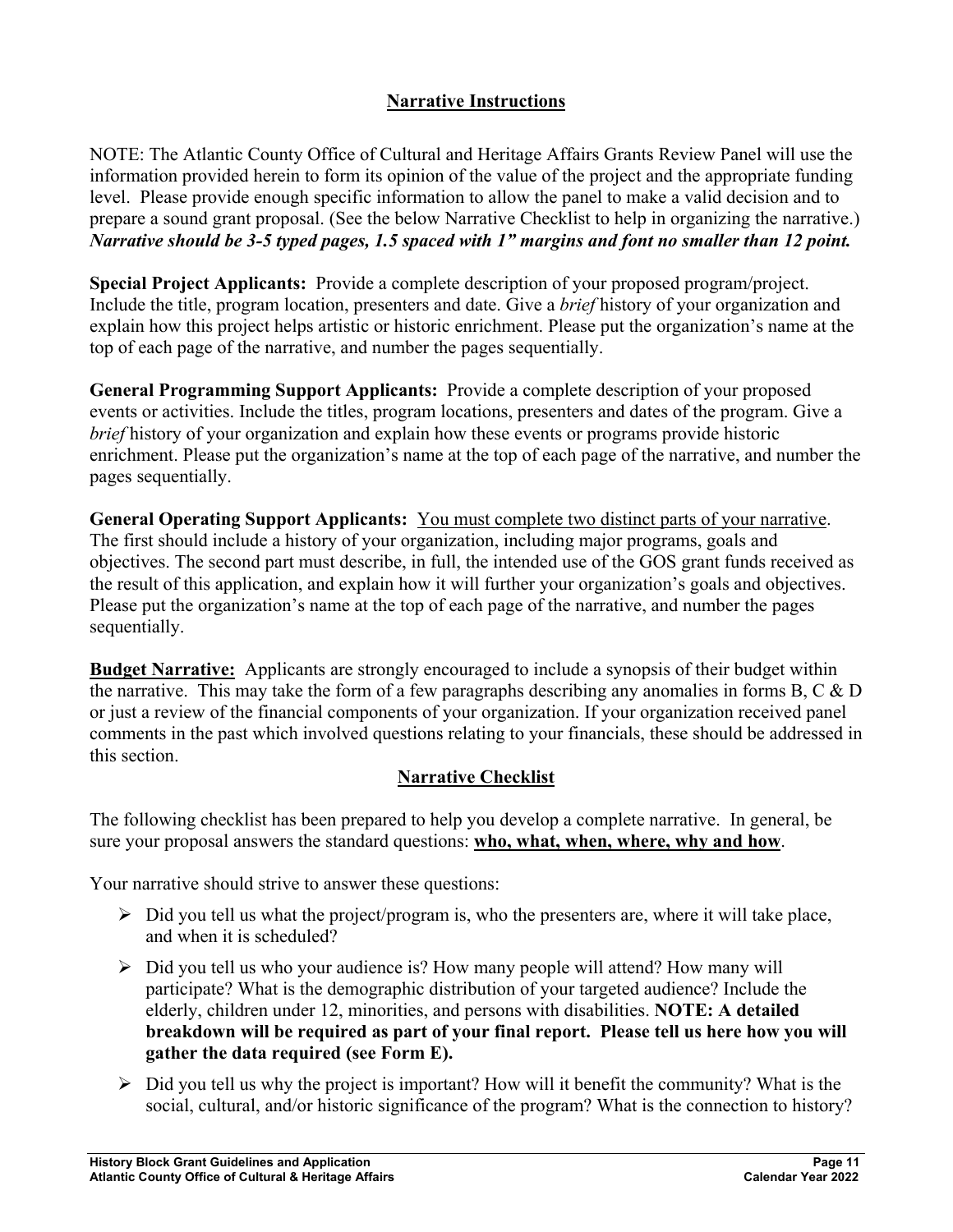## Narrative Instructions

NOTE: The Atlantic County Office of Cultural and Heritage Affairs Grants Review Panel will use the information provided herein to form its opinion of the value of the project and the appropriate funding level. Please provide enough specific information to allow the panel to make a valid decision and to prepare a sound grant proposal. (See the below Narrative Checklist to help in organizing the narrative.) ***Narrative should be 3-5 typed pages, 1.5 spaced with 1" margins and font no smaller than 12 point.***

**Special Project Applicants:** Provide a complete description of your proposed program/project. Include the title, program location, presenters and date. Give a *brief* history of your organization and explain how this project helps artistic or historic enrichment. Please put the organization's name at the top of each page of the narrative, and number the pages sequentially.

**General Programming Support Applicants:** Provide a complete description of your proposed events or activities. Include the titles, program locations, presenters and dates of the program. Give a *brief* history of your organization and explain how these events or programs provide historic enrichment. Please put the organization's name at the top of each page of the narrative, and number the pages sequentially.

**General Operating Support Applicants:** <u>You must complete two distinct parts of your narrative</u>. The first should include a history of your organization, including major programs, goals and objectives. The second part must describe, in full, the intended use of the GOS grant funds received as the result of this application, and explain how it will further your organization's goals and objectives. Please put the organization's name at the top of each page of the narrative, and number the pages sequentially.

**<u>Budget Narrative:</u>** Applicants are strongly encouraged to include a synopsis of their budget within the narrative. This may take the form of a few paragraphs describing any anomalies in forms B, C & D or just a review of the financial components of your organization. If your organization received panel comments in the past which involved questions relating to your financials, these should be addressed in this section.

## Narrative Checklist

The following checklist has been prepared to help you develop a complete narrative. In general, be sure your proposal answers the standard questions: **<u>who, what, when, where, why and how</u>**.

Your narrative should strive to answer these questions:

- Did you tell us what the project/program is, who the presenters are, where it will take place, and when it is scheduled?
- Did you tell us who your audience is? How many people will attend? How many will participate? What is the demographic distribution of your targeted audience? Include the elderly, children under 12, minorities, and persons with disabilities. **NOTE: A detailed breakdown will be required as part of your final report. Please tell us here how you will gather the data required (see Form E).**
- Did you tell us why the project is important? How will it benefit the community? What is the social, cultural, and/or historic significance of the program? What is the connection to history?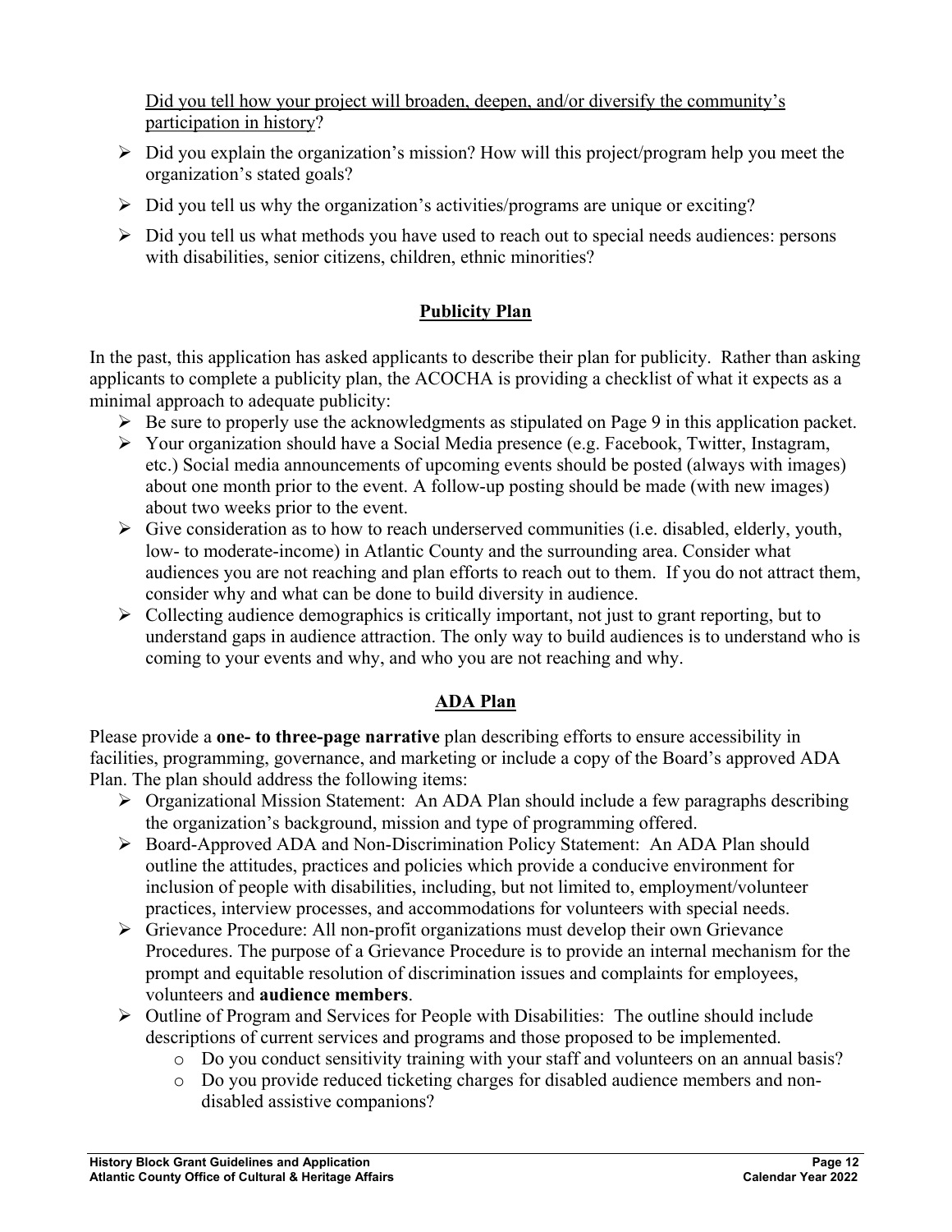<u>Did you tell how your project will broaden, deepen, and/or diversify the community's participation in history</u>?

- Did you explain the organization's mission? How will this project/program help you meet the organization's stated goals?
- Did you tell us why the organization's activities/programs are unique or exciting?
- Did you tell us what methods you have used to reach out to special needs audiences: persons with disabilities, senior citizens, children, ethnic minorities?

## Publicity Plan

In the past, this application has asked applicants to describe their plan for publicity. Rather than asking applicants to complete a publicity plan, the ACOCHA is providing a checklist of what it expects as a minimal approach to adequate publicity:

- Be sure to properly use the acknowledgments as stipulated on Page 9 in this application packet.
- Your organization should have a Social Media presence (e.g. Facebook, Twitter, Instagram, etc.) Social media announcements of upcoming events should be posted (always with images) about one month prior to the event. A follow-up posting should be made (with new images) about two weeks prior to the event.
- Give consideration as to how to reach underserved communities (i.e. disabled, elderly, youth, low- to moderate-income) in Atlantic County and the surrounding area. Consider what audiences you are not reaching and plan efforts to reach out to them. If you do not attract them, consider why and what can be done to build diversity in audience.
- Collecting audience demographics is critically important, not just to grant reporting, but to understand gaps in audience attraction. The only way to build audiences is to understand who is coming to your events and why, and who you are not reaching and why.

## ADA Plan

Please provide a **one- to three-page narrative** plan describing efforts to ensure accessibility in facilities, programming, governance, and marketing or include a copy of the Board's approved ADA Plan. The plan should address the following items:

- Organizational Mission Statement: An ADA Plan should include a few paragraphs describing the organization's background, mission and type of programming offered.
- Board-Approved ADA and Non-Discrimination Policy Statement: An ADA Plan should outline the attitudes, practices and policies which provide a conducive environment for inclusion of people with disabilities, including, but not limited to, employment/volunteer practices, interview processes, and accommodations for volunteers with special needs.
- Grievance Procedure: All non-profit organizations must develop their own Grievance Procedures. The purpose of a Grievance Procedure is to provide an internal mechanism for the prompt and equitable resolution of discrimination issues and complaints for employees, volunteers and **audience members**.
- Outline of Program and Services for People with Disabilities: The outline should include descriptions of current services and programs and those proposed to be implemented.
  - Do you conduct sensitivity training with your staff and volunteers on an annual basis?
  - Do you provide reduced ticketing charges for disabled audience members and non-disabled assistive companions?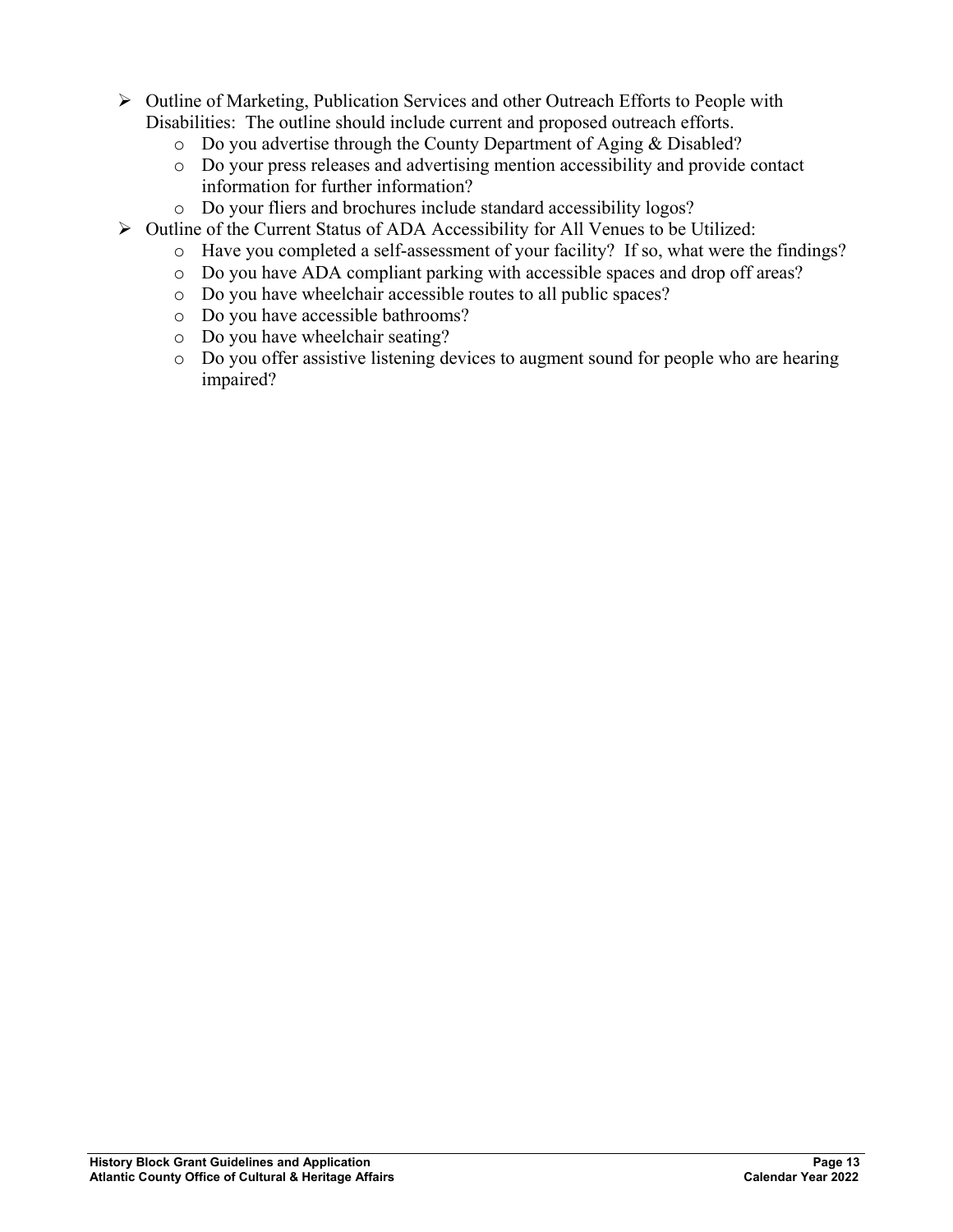- Outline of Marketing, Publication Services and other Outreach Efforts to People with Disabilities: The outline should include current and proposed outreach efforts.
  - Do you advertise through the County Department of Aging & Disabled?
  - Do your press releases and advertising mention accessibility and provide contact information for further information?
  - Do your fliers and brochures include standard accessibility logos?
- Outline of the Current Status of ADA Accessibility for All Venues to be Utilized:
  - Have you completed a self-assessment of your facility? If so, what were the findings?
  - Do you have ADA compliant parking with accessible spaces and drop off areas?
  - Do you have wheelchair accessible routes to all public spaces?
  - Do you have accessible bathrooms?
  - Do you have wheelchair seating?
  - Do you offer assistive listening devices to augment sound for people who are hearing impaired?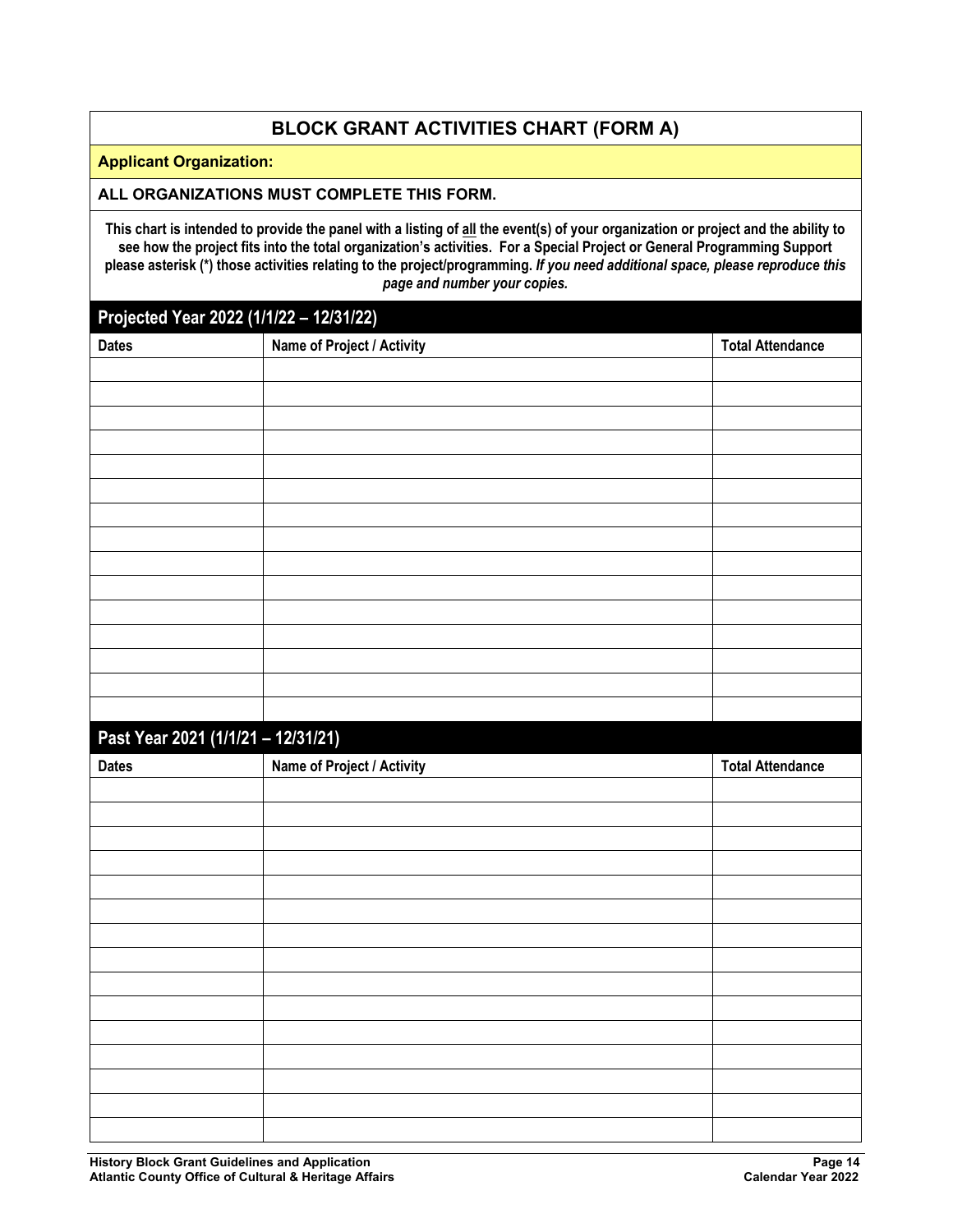# BLOCK GRANT ACTIVITIES CHART (FORM A)

**Applicant Organization:**

**ALL ORGANIZATIONS MUST COMPLETE THIS FORM.**

**This chart is intended to provide the panel with a listing of <u>all</u> the event(s) of your organization or project and the ability to see how the project fits into the total organization's activities. For a Special Project or General Programming Support please asterisk (*) those activities relating to the project/programming.** ***If you need additional space, please reproduce this page and number your copies.***

## Projected Year 2022 (1/1/22 – 12/31/22)

| Dates | Name of Project / Activity | Total Attendance |
| --- | --- | --- |
| | | |
| | | |
| | | |
| | | |
| | | |
| | | |
| | | |
| | | |
| | | |
| | | |
| | | |
| | | |
| | | |
| | | |
| | | |

## Past Year 2021 (1/1/21 – 12/31/21)

| Dates | Name of Project / Activity | Total Attendance |
| --- | --- | --- |
| | | |
| | | |
| | | |
| | | |
| | | |
| | | |
| | | |
| | | |
| | | |
| | | |
| | | |
| | | |
| | | |
| | | |
| | | |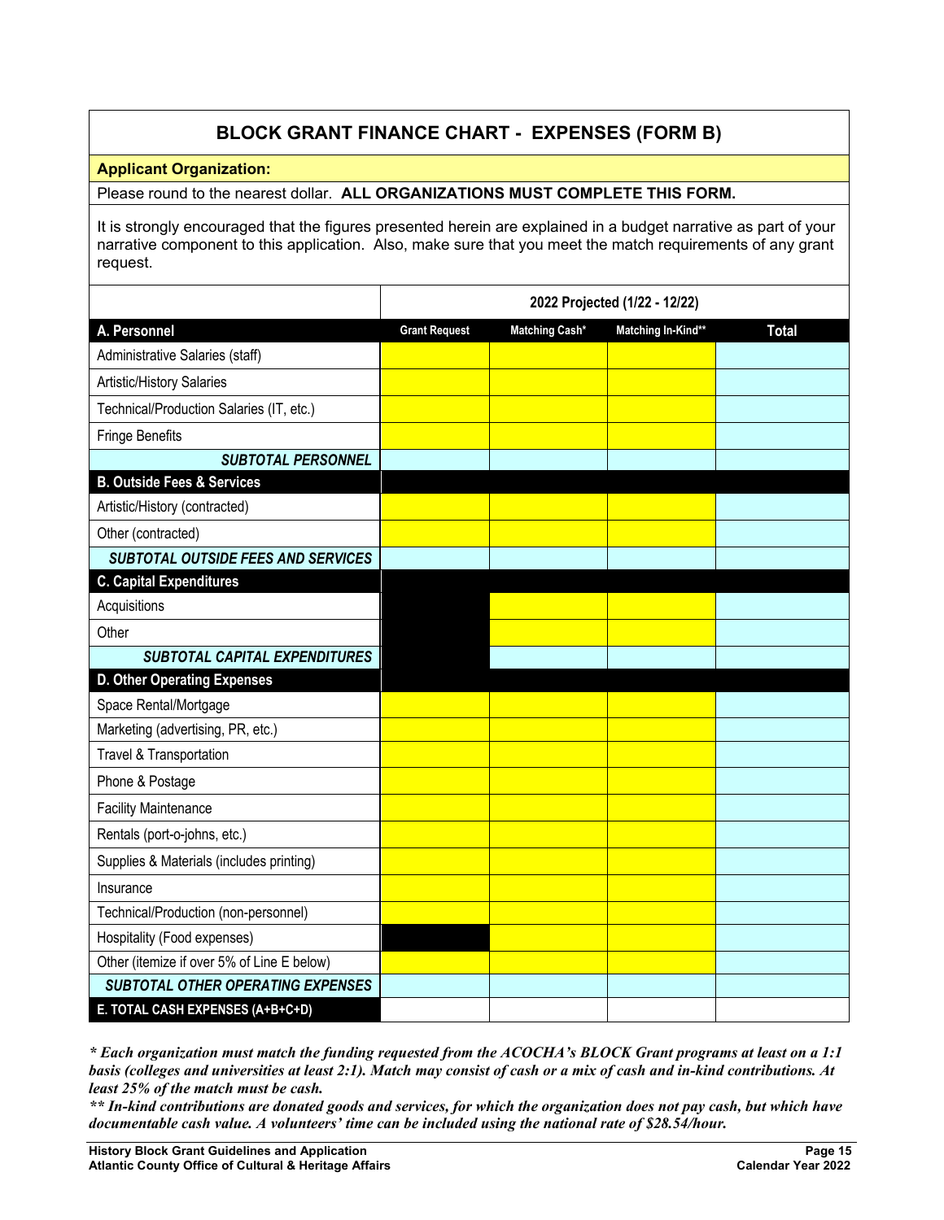## BLOCK GRANT FINANCE CHART - EXPENSES (FORM B)

**Applicant Organization:**

Please round to the nearest dollar. **ALL ORGANIZATIONS MUST COMPLETE THIS FORM.**

It is strongly encouraged that the figures presented herein are explained in a budget narrative as part of your narrative component to this application. Also, make sure that you meet the match requirements of any grant request.

| | 2022 Projected (1/22 - 12/22) | | | |
|---|---|---|---|---|
| **A. Personnel** | **Grant Request** | **Matching Cash*** | **Matching In-Kind**** | **Total** |
| Administrative Salaries (staff) | | | | |
| Artistic/History Salaries | | | | |
| Technical/Production Salaries (IT, etc.) | | | | |
| Fringe Benefits | | | | |
| ***SUBTOTAL PERSONNEL*** | | | | |
| **B. Outside Fees & Services** | | | | |
| Artistic/History (contracted) | | | | |
| Other (contracted) | | | | |
| ***SUBTOTAL OUTSIDE FEES AND SERVICES*** | | | | |
| **C. Capital Expenditures** | | | | |
| Acquisitions | | | | |
| Other | | | | |
| ***SUBTOTAL CAPITAL EXPENDITURES*** | | | | |
| **D. Other Operating Expenses** | | | | |
| Space Rental/Mortgage | | | | |
| Marketing (advertising, PR, etc.) | | | | |
| Travel & Transportation | | | | |
| Phone & Postage | | | | |
| Facility Maintenance | | | | |
| Rentals (port-o-johns, etc.) | | | | |
| Supplies & Materials (includes printing) | | | | |
| Insurance | | | | |
| Technical/Production (non-personnel) | | | | |
| Hospitality (Food expenses) | | | | |
| Other (itemize if over 5% of Line E below) | | | | |
| ***SUBTOTAL OTHER OPERATING EXPENSES*** | | | | |
| **E. TOTAL CASH EXPENSES (A+B+C+D)** | | | | |

***\* Each organization must match the funding requested from the ACOCHA's BLOCK Grant programs at least on a 1:1 basis (colleges and universities at least 2:1). Match may consist of cash or a mix of cash and in-kind contributions. At least 25% of the match must be cash.***

***\*\* In-kind contributions are donated goods and services, for which the organization does not pay cash, but which have documentable cash value. A volunteers' time can be included using the national rate of $28.54/hour.***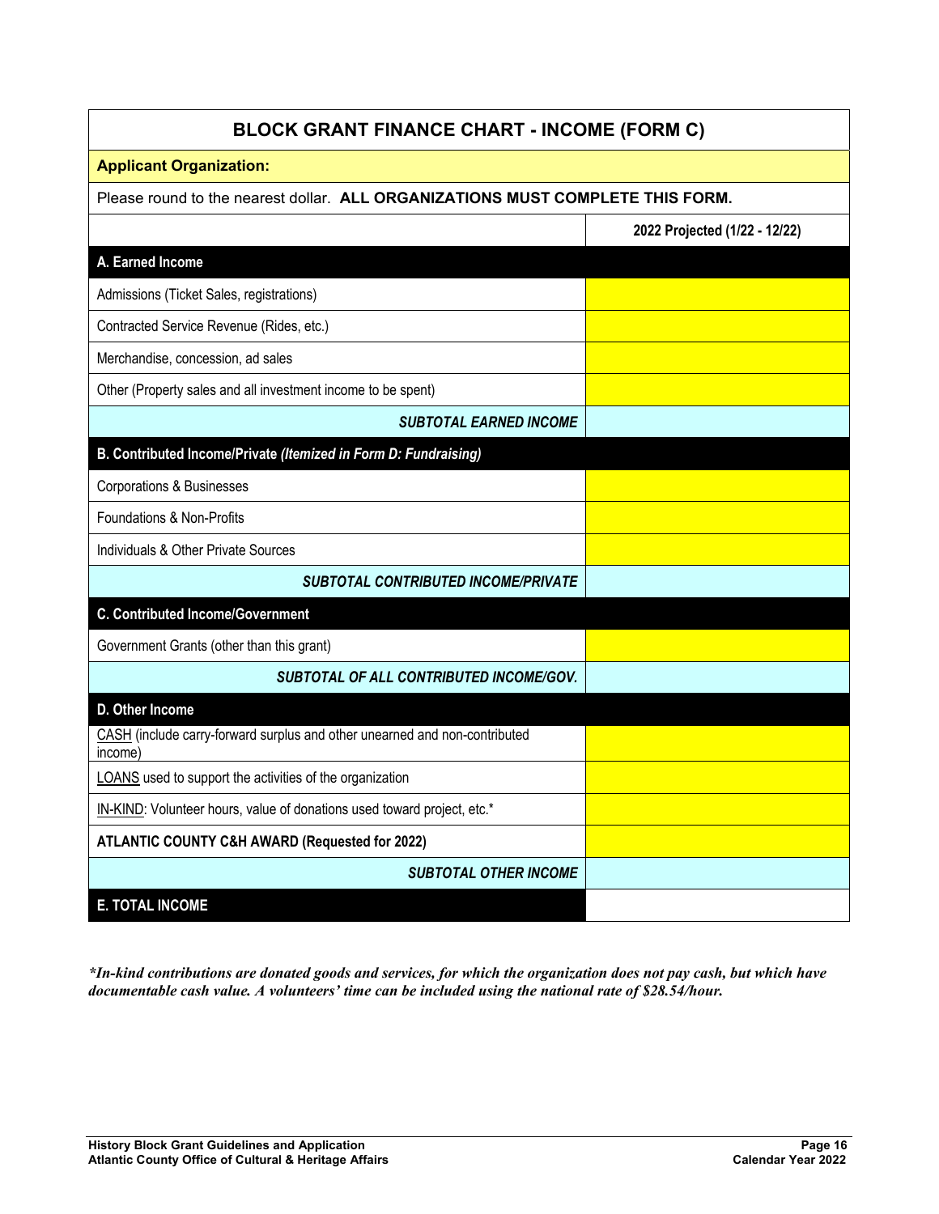| BLOCK GRANT FINANCE CHART - INCOME (FORM C) | |
|---|---|
| **Applicant Organization:** | |
| Please round to the nearest dollar. **ALL ORGANIZATIONS MUST COMPLETE THIS FORM.** | |
| | **2022 Projected (1/22 - 12/22)** |
| **A. Earned Income** | |
| Admissions (Ticket Sales, registrations) | |
| Contracted Service Revenue (Rides, etc.) | |
| Merchandise, concession, ad sales | |
| Other (Property sales and all investment income to be spent) | |
| ***SUBTOTAL EARNED INCOME*** | |
| **B. Contributed Income/Private *(Itemized in Form D: Fundraising)*** | |
| Corporations & Businesses | |
| Foundations & Non-Profits | |
| Individuals & Other Private Sources | |
| ***SUBTOTAL CONTRIBUTED INCOME/PRIVATE*** | |
| **C. Contributed Income/Government** | |
| Government Grants (other than this grant) | |
| ***SUBTOTAL OF ALL CONTRIBUTED INCOME/GOV.*** | |
| **D. Other Income** | |
| CASH (include carry-forward surplus and other unearned and non-contributed income) | |
| LOANS used to support the activities of the organization | |
| IN-KIND: Volunteer hours, value of donations used toward project, etc.* | |
| **ATLANTIC COUNTY C&H AWARD (Requested for 2022)** | |
| ***SUBTOTAL OTHER INCOME*** | |
| **E. TOTAL INCOME** | |

***In-kind contributions are donated goods and services, for which the organization does not pay cash, but which have documentable cash value. A volunteers' time can be included using the national rate of $28.54/hour.***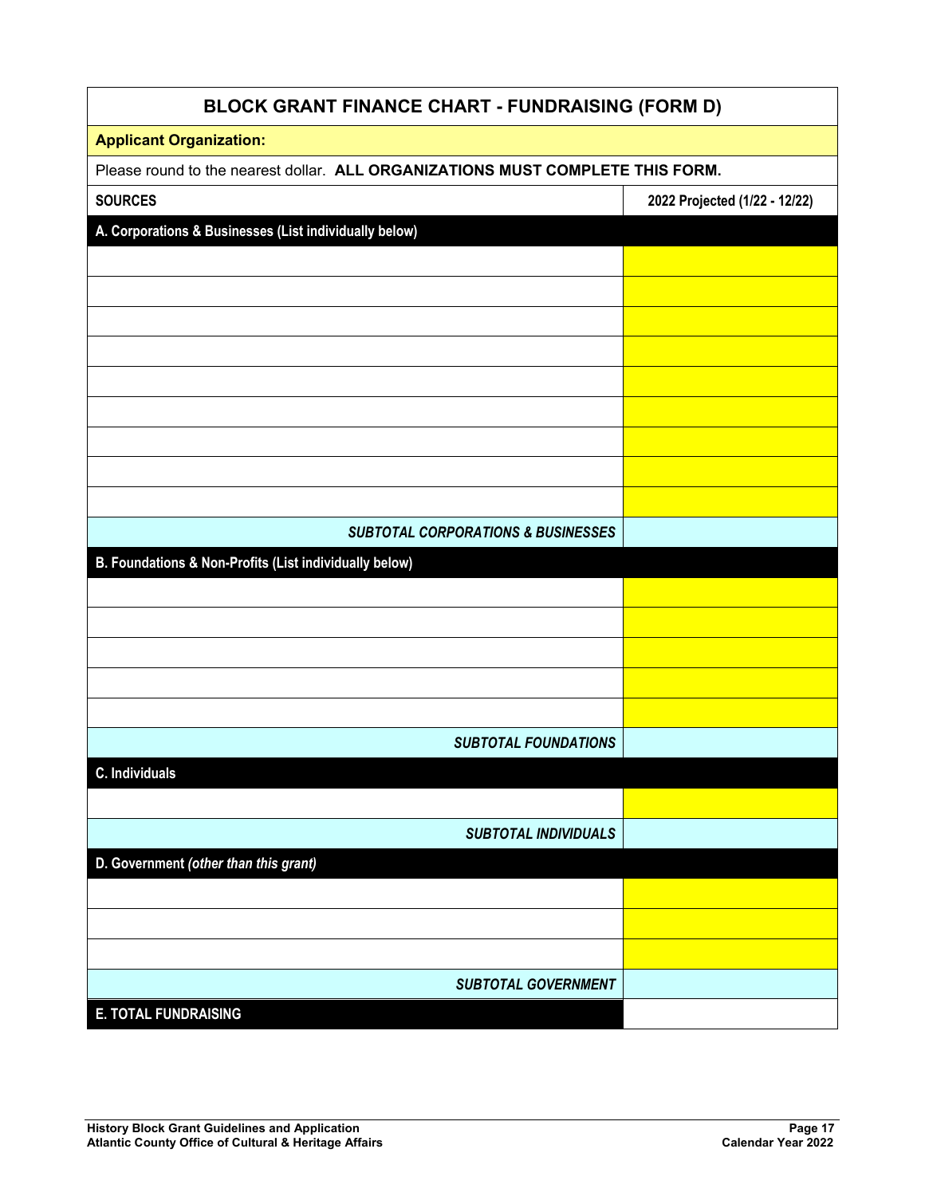# BLOCK GRANT FINANCE CHART - FUNDRAISING (FORM D)

**Applicant Organization:**

Please round to the nearest dollar. **ALL ORGANIZATIONS MUST COMPLETE THIS FORM.**

| SOURCES | 2022 Projected (1/22 - 12/22) |
|---|---|
| **A. Corporations & Businesses (List individually below)** | |
| | |
| | |
| | |
| | |
| | |
| | |
| | |
| | |
| | |
| ***SUBTOTAL CORPORATIONS & BUSINESSES*** | |
| **B. Foundations & Non-Profits (List individually below)** | |
| | |
| | |
| | |
| | |
| | |
| ***SUBTOTAL FOUNDATIONS*** | |
| **C. Individuals** | |
| | |
| ***SUBTOTAL INDIVIDUALS*** | |
| **D. Government** ***(other than this grant)*** | |
| | |
| | |
| | |
| ***SUBTOTAL GOVERNMENT*** | |
| **E. TOTAL FUNDRAISING** | |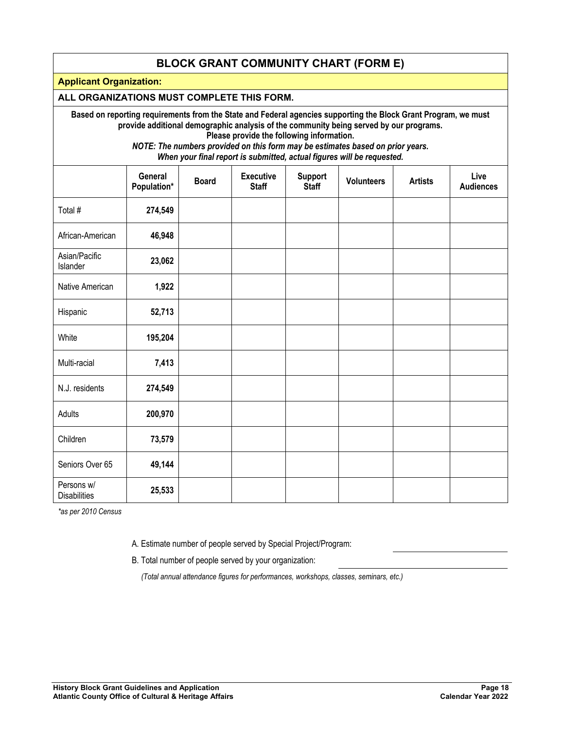# BLOCK GRANT COMMUNITY CHART (FORM E)

**Applicant Organization:**

**ALL ORGANIZATIONS MUST COMPLETE THIS FORM.**

**Based on reporting requirements from the State and Federal agencies supporting the Block Grant Program, we must provide additional demographic analysis of the community being served by our programs.**
**Please provide the following information.**
***NOTE: The numbers provided on this form may be estimates based on prior years.***
***When your final report is submitted, actual figures will be requested.***

| | General Population* | Board | Executive Staff | Support Staff | Volunteers | Artists | Live Audiences |
|---|---|---|---|---|---|---|---|
| Total # | **274,549** | | | | | | |
| African-American | **46,948** | | | | | | |
| Asian/Pacific Islander | **23,062** | | | | | | |
| Native American | **1,922** | | | | | | |
| Hispanic | **52,713** | | | | | | |
| White | **195,204** | | | | | | |
| Multi-racial | **7,413** | | | | | | |
| N.J. residents | **274,549** | | | | | | |
| Adults | **200,970** | | | | | | |
| Children | **73,579** | | | | | | |
| Seniors Over 65 | **49,144** | | | | | | |
| Persons w/ Disabilities | **25,533** | | | | | | |

*\*as per 2010 Census*

A. Estimate number of people served by Special Project/Program: ____________________

B. Total number of people served by your organization: ____________________

*(Total annual attendance figures for performances, workshops, classes, seminars, etc.)*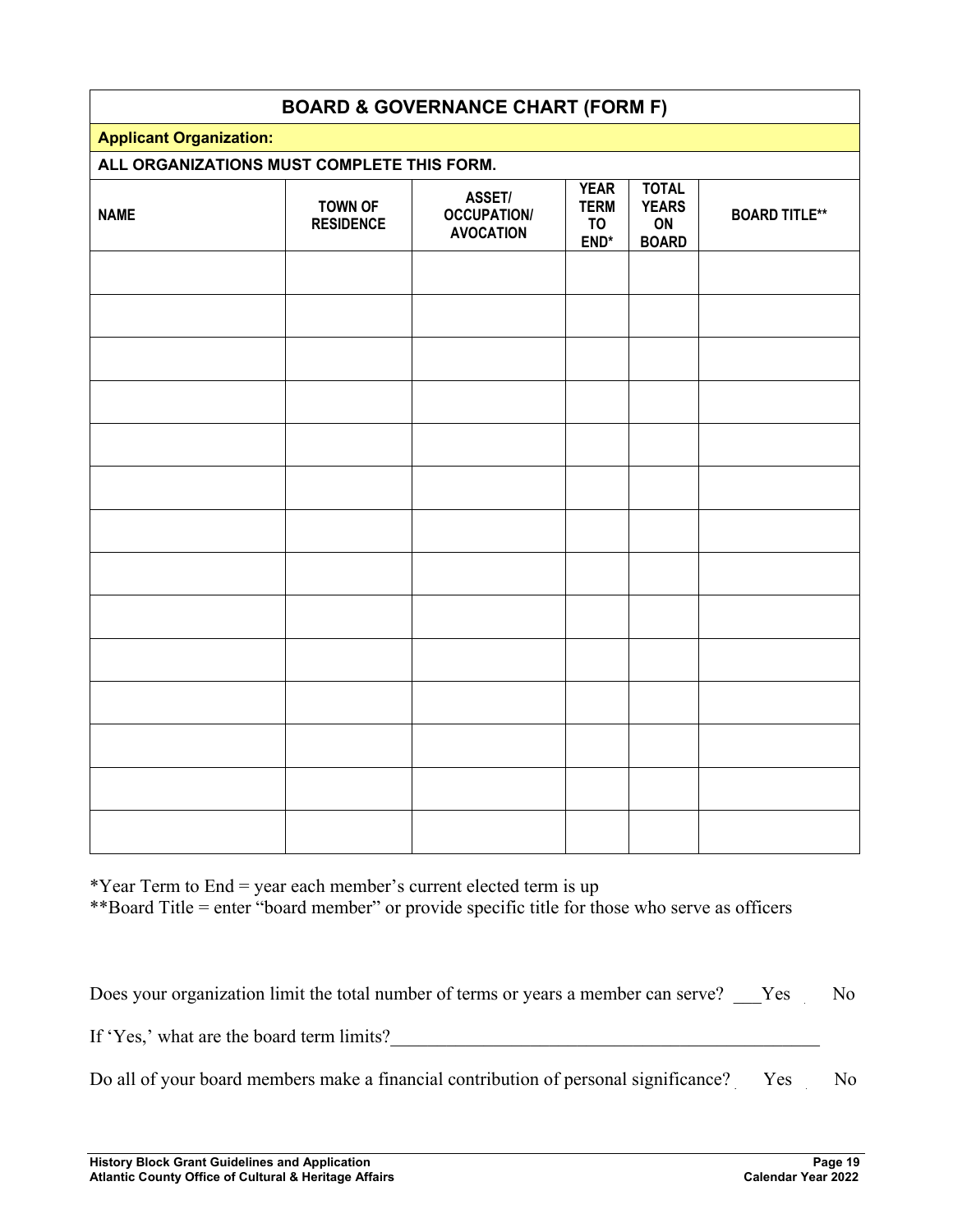## BOARD & GOVERNANCE CHART (FORM F)

**Applicant Organization:**

**ALL ORGANIZATIONS MUST COMPLETE THIS FORM.**

| NAME | TOWN OF RESIDENCE | ASSET/ OCCUPATION/ AVOCATION | YEAR TERM TO END* | TOTAL YEARS ON BOARD | BOARD TITLE** |
|---|---|---|---|---|---|
| | | | | | |
| | | | | | |
| | | | | | |
| | | | | | |
| | | | | | |
| | | | | | |
| | | | | | |
| | | | | | |
| | | | | | |
| | | | | | |
| | | | | | |
| | | | | | |
| | | | | | |
| | | | | | |

*Year Term to End = year each member's current elected term is up

**Board Title = enter "board member" or provide specific title for those who serve as officers

Does your organization limit the total number of terms or years a member can serve? ___Yes No

If 'Yes,' what are the board term limits?________________________________________________

Do all of your board members make a financial contribution of personal significance? Yes No